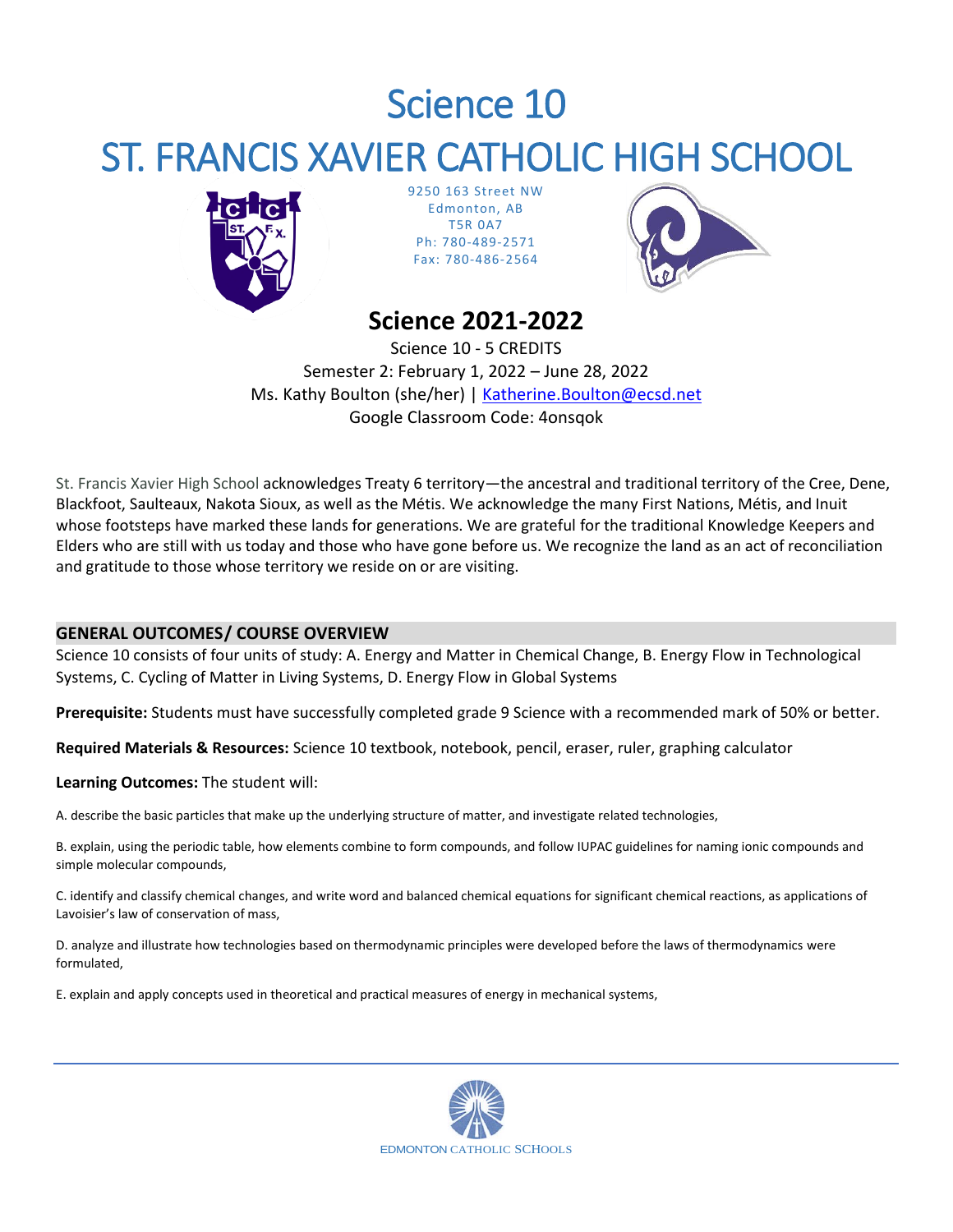# Science 10

# ST. FRANCIS XAVIER CATHOLIC HIGH SCHOOL

9250 163 Street NW
Edmonton, AB
T5R 0A7
Ph: 780-489-2571
Fax: 780-486-2564

## Science 2021-2022

Science 10 - 5 CREDITS
Semester 2: February 1, 2022 – June 28, 2022
Ms. Kathy Boulton (she/her) | Katherine.Boulton@ecsd.net
Google Classroom Code: 4onsqok

St. Francis Xavier High School acknowledges Treaty 6 territory—the ancestral and traditional territory of the Cree, Dene, Blackfoot, Saulteaux, Nakota Sioux, as well as the Métis. We acknowledge the many First Nations, Métis, and Inuit whose footsteps have marked these lands for generations. We are grateful for the traditional Knowledge Keepers and Elders who are still with us today and those who have gone before us. We recognize the land as an act of reconciliation and gratitude to those whose territory we reside on or are visiting.

### GENERAL OUTCOMES/ COURSE OVERVIEW

Science 10 consists of four units of study: A. Energy and Matter in Chemical Change, B. Energy Flow in Technological Systems, C. Cycling of Matter in Living Systems, D. Energy Flow in Global Systems

**Prerequisite:** Students must have successfully completed grade 9 Science with a recommended mark of 50% or better.

**Required Materials & Resources:** Science 10 textbook, notebook, pencil, eraser, ruler, graphing calculator

**Learning Outcomes:** The student will:

A. describe the basic particles that make up the underlying structure of matter, and investigate related technologies,

B. explain, using the periodic table, how elements combine to form compounds, and follow IUPAC guidelines for naming ionic compounds and simple molecular compounds,

C. identify and classify chemical changes, and write word and balanced chemical equations for significant chemical reactions, as applications of Lavoisier's law of conservation of mass,

D. analyze and illustrate how technologies based on thermodynamic principles were developed before the laws of thermodynamics were formulated,

E. explain and apply concepts used in theoretical and practical measures of energy in mechanical systems,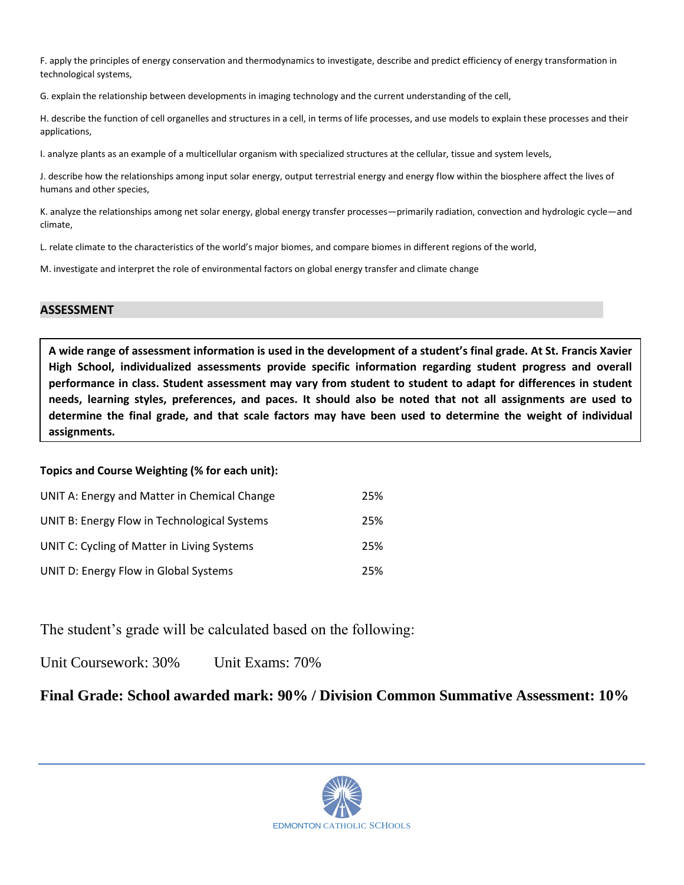F. apply the principles of energy conservation and thermodynamics to investigate, describe and predict efficiency of energy transformation in technological systems,

G. explain the relationship between developments in imaging technology and the current understanding of the cell,

H. describe the function of cell organelles and structures in a cell, in terms of life processes, and use models to explain these processes and their applications,

I. analyze plants as an example of a multicellular organism with specialized structures at the cellular, tissue and system levels,

J. describe how the relationships among input solar energy, output terrestrial energy and energy flow within the biosphere affect the lives of humans and other species,

K. analyze the relationships among net solar energy, global energy transfer processes—primarily radiation, convection and hydrologic cycle—and climate,

L. relate climate to the characteristics of the world's major biomes, and compare biomes in different regions of the world,

M. investigate and interpret the role of environmental factors on global energy transfer and climate change

## ASSESSMENT

**A wide range of assessment information is used in the development of a student's final grade. At St. Francis Xavier High School, individualized assessments provide specific information regarding student progress and overall performance in class. Student assessment may vary from student to student to adapt for differences in student needs, learning styles, preferences, and paces. It should also be noted that not all assignments are used to determine the final grade, and that scale factors may have been used to determine the weight of individual assignments.**

**Topics and Course Weighting (% for each unit):**

| Unit | Weighting |
|---|---|
| UNIT A: Energy and Matter in Chemical Change | 25% |
| UNIT B: Energy Flow in Technological Systems | 25% |
| UNIT C: Cycling of Matter in Living Systems | 25% |
| UNIT D: Energy Flow in Global Systems | 25% |

The student's grade will be calculated based on the following:

Unit Coursework: 30%  Unit Exams: 70%

**Final Grade: School awarded mark: 90% / Division Common Summative Assessment: 10%**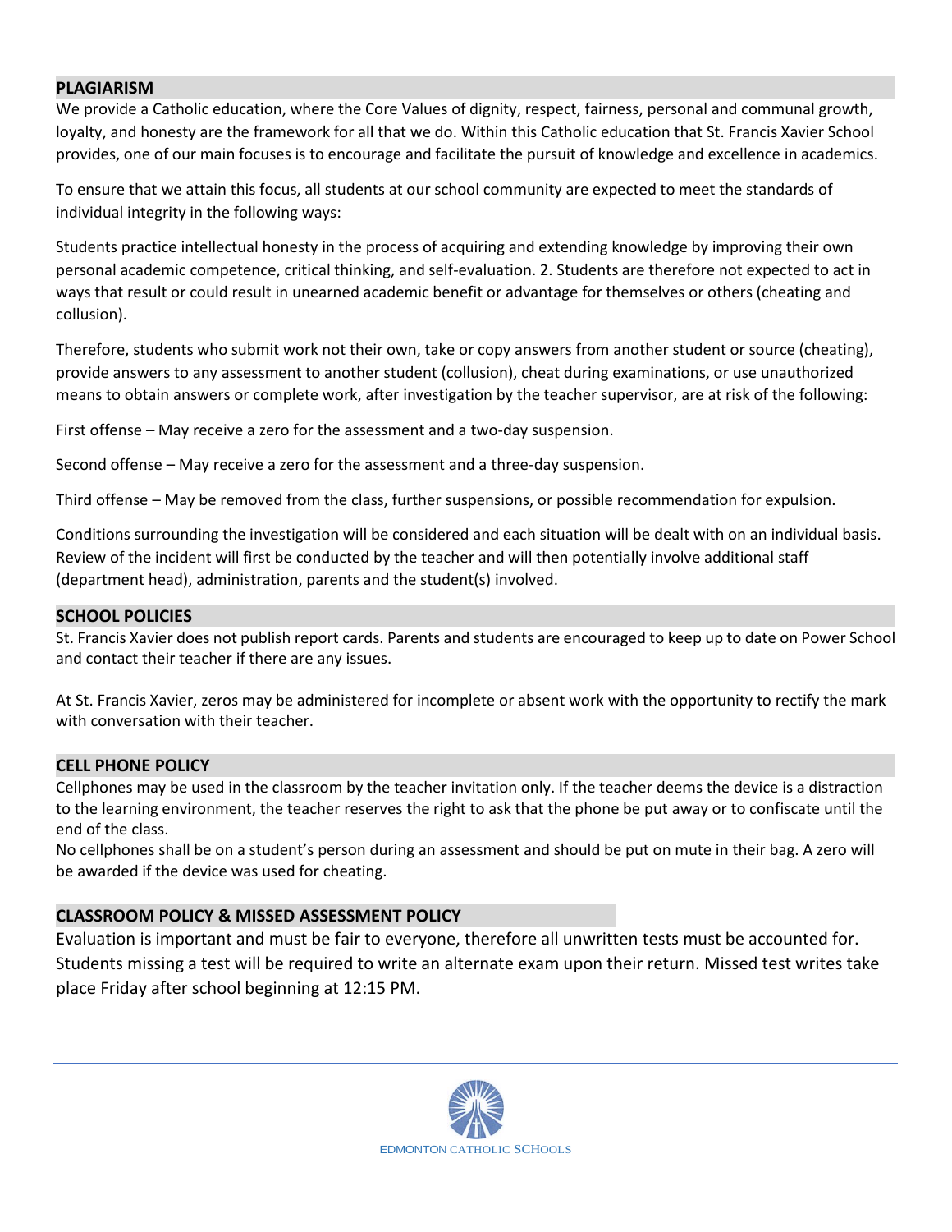## PLAGIARISM

We provide a Catholic education, where the Core Values of dignity, respect, fairness, personal and communal growth, loyalty, and honesty are the framework for all that we do. Within this Catholic education that St. Francis Xavier School provides, one of our main focuses is to encourage and facilitate the pursuit of knowledge and excellence in academics.

To ensure that we attain this focus, all students at our school community are expected to meet the standards of individual integrity in the following ways:

Students practice intellectual honesty in the process of acquiring and extending knowledge by improving their own personal academic competence, critical thinking, and self-evaluation. 2. Students are therefore not expected to act in ways that result or could result in unearned academic benefit or advantage for themselves or others (cheating and collusion).

Therefore, students who submit work not their own, take or copy answers from another student or source (cheating), provide answers to any assessment to another student (collusion), cheat during examinations, or use unauthorized means to obtain answers or complete work, after investigation by the teacher supervisor, are at risk of the following:

First offense – May receive a zero for the assessment and a two-day suspension.

Second offense – May receive a zero for the assessment and a three-day suspension.

Third offense – May be removed from the class, further suspensions, or possible recommendation for expulsion.

Conditions surrounding the investigation will be considered and each situation will be dealt with on an individual basis. Review of the incident will first be conducted by the teacher and will then potentially involve additional staff (department head), administration, parents and the student(s) involved.

## SCHOOL POLICIES

St. Francis Xavier does not publish report cards. Parents and students are encouraged to keep up to date on Power School and contact their teacher if there are any issues.

At St. Francis Xavier, zeros may be administered for incomplete or absent work with the opportunity to rectify the mark with conversation with their teacher.

## CELL PHONE POLICY

Cellphones may be used in the classroom by the teacher invitation only. If the teacher deems the device is a distraction to the learning environment, the teacher reserves the right to ask that the phone be put away or to confiscate until the end of the class.
No cellphones shall be on a student's person during an assessment and should be put on mute in their bag. A zero will be awarded if the device was used for cheating.

## CLASSROOM POLICY & MISSED ASSESSMENT POLICY

Evaluation is important and must be fair to everyone, therefore all unwritten tests must be accounted for. Students missing a test will be required to write an alternate exam upon their return. Missed test writes take place Friday after school beginning at 12:15 PM.